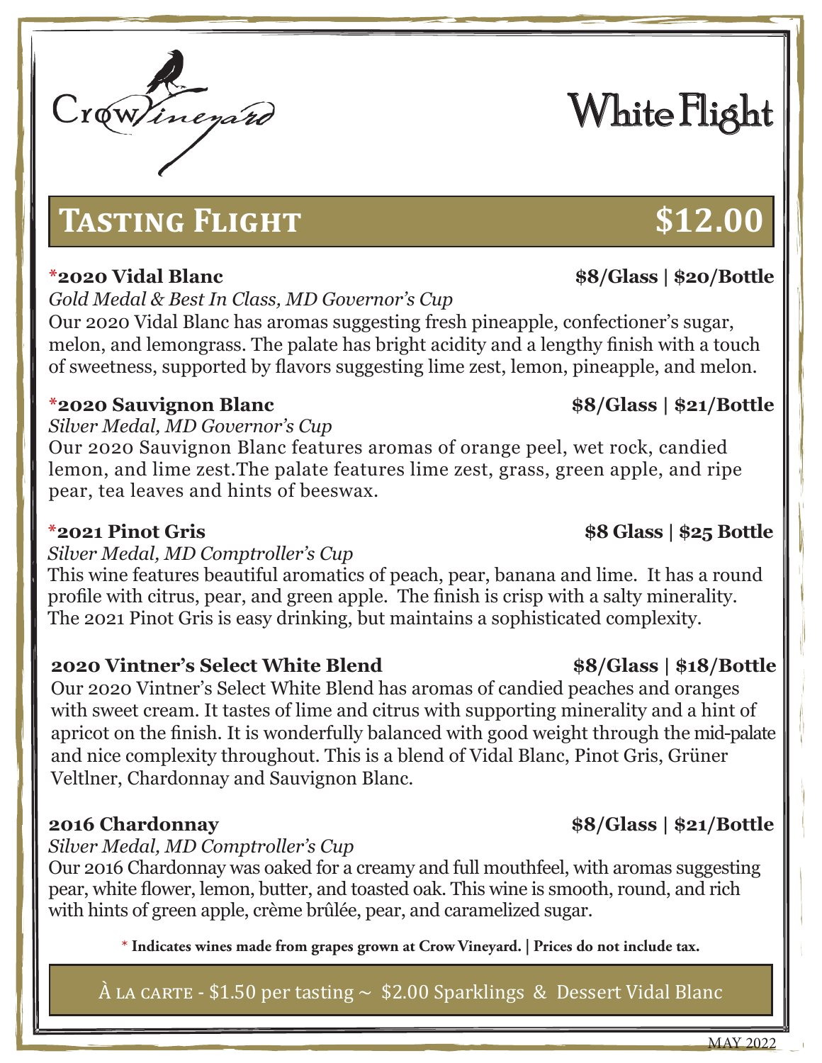Crow Vineyard

# White Flight

## Tasting Flight — $12.00

**\*2020 Vidal Blanc** — **$8/Glass | $20/Bottle**

*Gold Medal & Best In Class, MD Governor's Cup*

Our 2020 Vidal Blanc has aromas suggesting fresh pineapple, confectioner's sugar, melon, and lemongrass. The palate has bright acidity and a lengthy finish with a touch of sweetness, supported by flavors suggesting lime zest, lemon, pineapple, and melon.

**\*2020 Sauvignon Blanc** — **$8/Glass | $21/Bottle**

*Silver Medal, MD Governor's Cup*

Our 2020 Sauvignon Blanc features aromas of orange peel, wet rock, candied lemon, and lime zest.The palate features lime zest, grass, green apple, and ripe pear, tea leaves and hints of beeswax.

**\*2021 Pinot Gris** — **$8 Glass | $25 Bottle**

*Silver Medal, MD Comptroller's Cup*

This wine features beautiful aromatics of peach, pear, banana and lime. It has a round profile with citrus, pear, and green apple. The finish is crisp with a salty minerality. The 2021 Pinot Gris is easy drinking, but maintains a sophisticated complexity.

**2020 Vintner's Select White Blend** — **$8/Glass | $18/Bottle**

Our 2020 Vintner's Select White Blend has aromas of candied peaches and oranges with sweet cream. It tastes of lime and citrus with supporting minerality and a hint of apricot on the finish. It is wonderfully balanced with good weight through the mid-palate and nice complexity throughout. This is a blend of Vidal Blanc, Pinot Gris, Grüner Veltlner, Chardonnay and Sauvignon Blanc.

**2016 Chardonnay** — **$8/Glass | $21/Bottle**

*Silver Medal, MD Comptroller's Cup*

Our 2016 Chardonnay was oaked for a creamy and full mouthfeel, with aromas suggesting pear, white flower, lemon, butter, and toasted oak. This wine is smooth, round, and rich with hints of green apple, crème brûlée, pear, and caramelized sugar.

**\* Indicates wines made from grapes grown at Crow Vineyard. | Prices do not include tax.**

À LA CARTE - $1.50 per tasting ~ $2.00 Sparklings & Dessert Vidal Blanc

MAY 2022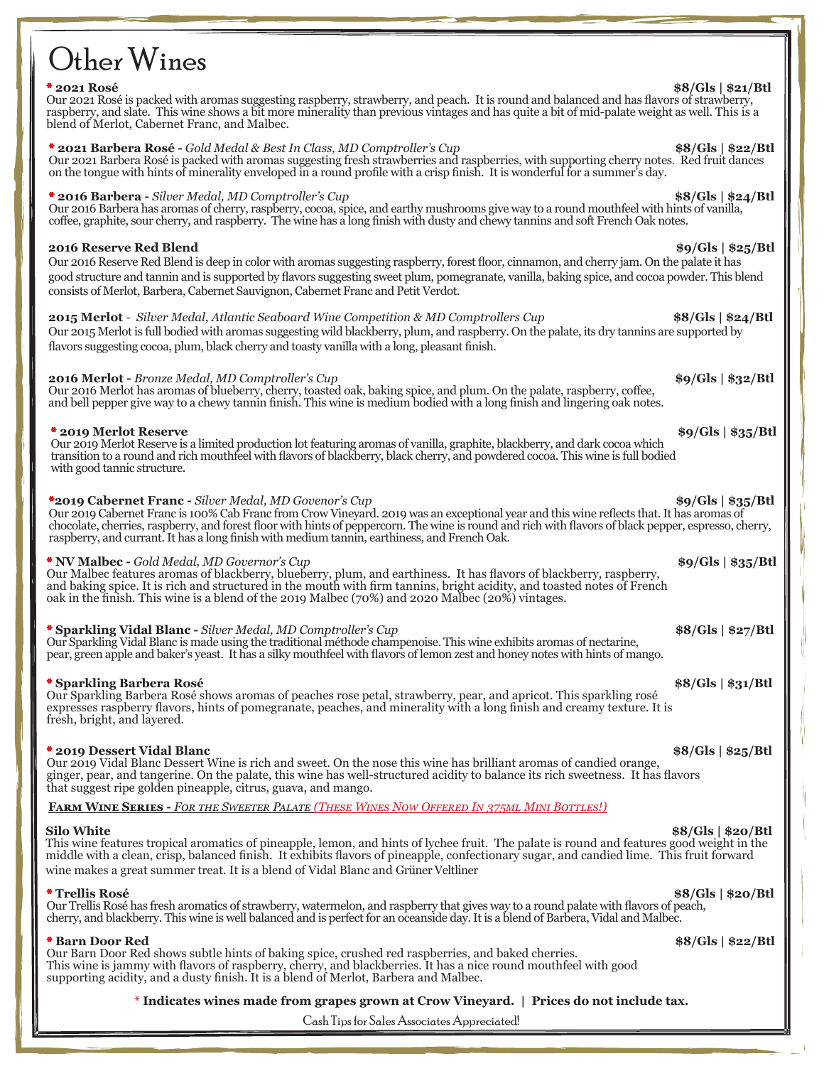# Other Wines

**\* 2021 Rosé** **$8/Gls | $21/Btl**

Our 2021 Rosé is packed with aromas suggesting raspberry, strawberry, and peach. It is round and balanced and has flavors of strawberry, raspberry, and slate. This wine shows a bit more minerality than previous vintages and has quite a bit of mid-palate weight as well. This is a blend of Merlot, Cabernet Franc, and Malbec.

**\* 2021 Barbera Rosé -** *Gold Medal & Best In Class, MD Comptroller's Cup* **$8/Gls | $22/Btl**

Our 2021 Barbera Rosé is packed with aromas suggesting fresh strawberries and raspberries, with supporting cherry notes. Red fruit dances on the tongue with hints of minerality enveloped in a round profile with a crisp finish. It is wonderful for a summer's day.

**\* 2016 Barbera -** *Silver Medal, MD Comptroller's Cup* **$8/Gls | $24/Btl**

Our 2016 Barbera has aromas of cherry, raspberry, cocoa, spice, and earthy mushrooms give way to a round mouthfeel with hints of vanilla, coffee, graphite, sour cherry, and raspberry. The wine has a long finish with dusty and chewy tannins and soft French Oak notes.

**2016 Reserve Red Blend** **$9/Gls | $25/Btl**

Our 2016 Reserve Red Blend is deep in color with aromas suggesting raspberry, forest floor, cinnamon, and cherry jam. On the palate it has good structure and tannin and is supported by flavors suggesting sweet plum, pomegranate, vanilla, baking spice, and cocoa powder. This blend consists of Merlot, Barbera, Cabernet Sauvignon, Cabernet Franc and Petit Verdot.

**2015 Merlot** - *Silver Medal, Atlantic Seaboard Wine Competition & MD Comptrollers Cup* **$8/Gls | $24/Btl**

Our 2015 Merlot is full bodied with aromas suggesting wild blackberry, plum, and raspberry. On the palate, its dry tannins are supported by flavors suggesting cocoa, plum, black cherry and toasty vanilla with a long, pleasant finish.

**2016 Merlot -** *Bronze Medal, MD Comptroller's Cup* **$9/Gls | $32/Btl**

Our 2016 Merlot has aromas of blueberry, cherry, toasted oak, baking spice, and plum. On the palate, raspberry, coffee, and bell pepper give way to a chewy tannin finish. This wine is medium bodied with a long finish and lingering oak notes.

**\* 2019 Merlot Reserve** **$9/Gls | $35/Btl**

Our 2019 Merlot Reserve is a limited production lot featuring aromas of vanilla, graphite, blackberry, and dark cocoa which transition to a round and rich mouthfeel with flavors of blackberry, black cherry, and powdered cocoa. This wine is full bodied with good tannic structure.

**\*2019 Cabernet Franc -** *Silver Medal, MD Govenor's Cup* **$9/Gls | $35/Btl**

Our 2019 Cabernet Franc is 100% Cab Franc from Crow Vineyard. 2019 was an exceptional year and this wine reflects that. It has aromas of chocolate, cherries, raspberry, and forest floor with hints of peppercorn. The wine is round and rich with flavors of black pepper, espresso, cherry, raspberry, and currant. It has a long finish with medium tannin, earthiness, and French Oak.

**\* NV Malbec -** *Gold Medal, MD Governor's Cup* **$9/Gls | $35/Btl**

Our Malbec features aromas of blackberry, blueberry, plum, and earthiness. It has flavors of blackberry, raspberry, and baking spice. It is rich and structured in the mouth with firm tannins, bright acidity, and toasted notes of French oak in the finish. This wine is a blend of the 2019 Malbec (70%) and 2020 Malbec (20%) vintages.

**\* Sparkling Vidal Blanc -** *Silver Medal, MD Comptroller's Cup* **$8/Gls | $27/Btl**

Our Sparkling Vidal Blanc is made using the traditional méthode champenoise. This wine exhibits aromas of nectarine, pear, green apple and baker's yeast. It has a silky mouthfeel with flavors of lemon zest and honey notes with hints of mango.

**\* Sparkling Barbera Rosé** **$8/Gls | $31/Btl**

Our Sparkling Barbera Rosé shows aromas of peaches rose petal, strawberry, pear, and apricot. This sparkling rosé expresses raspberry flavors, hints of pomegranate, peaches, and minerality with a long finish and creamy texture. It is fresh, bright, and layered.

**\* 2019 Dessert Vidal Blanc** **$8/Gls | $25/Btl**

Our 2019 Vidal Blanc Dessert Wine is rich and sweet. On the nose this wine has brilliant aromas of candied orange, ginger, pear, and tangerine. On the palate, this wine has well-structured acidity to balance its rich sweetness. It has flavors that suggest ripe golden pineapple, citrus, guava, and mango.

**FARM WINE SERIES -** *FOR THE SWEETER PALATE (THESE WINES NOW OFFERED IN 375ML MINI BOTTLES!)*

**Silo White** **$8/Gls | $20/Btl**

This wine features tropical aromatics of pineapple, lemon, and hints of lychee fruit. The palate is round and features good weight in the middle with a clean, crisp, balanced finish. It exhibits flavors of pineapple, confectionary sugar, and candied lime. This fruit forward wine makes a great summer treat. It is a blend of Vidal Blanc and Grüner Veltliner

**\* Trellis Rosé** **$8/Gls | $20/Btl**

Our Trellis Rosé has fresh aromatics of strawberry, watermelon, and raspberry that gives way to a round palate with flavors of peach, cherry, and blackberry. This wine is well balanced and is perfect for an oceanside day. It is a blend of Barbera, Vidal and Malbec.

**\* Barn Door Red** **$8/Gls | $22/Btl**

Our Barn Door Red shows subtle hints of baking spice, crushed red raspberries, and baked cherries. This wine is jammy with flavors of raspberry, cherry, and blackberries. It has a nice round mouthfeel with good supporting acidity, and a dusty finish. It is a blend of Merlot, Barbera and Malbec.

**\* Indicates wines made from grapes grown at Crow Vineyard. | Prices do not include tax.**

Cash Tips for Sales Associates Appreciated!